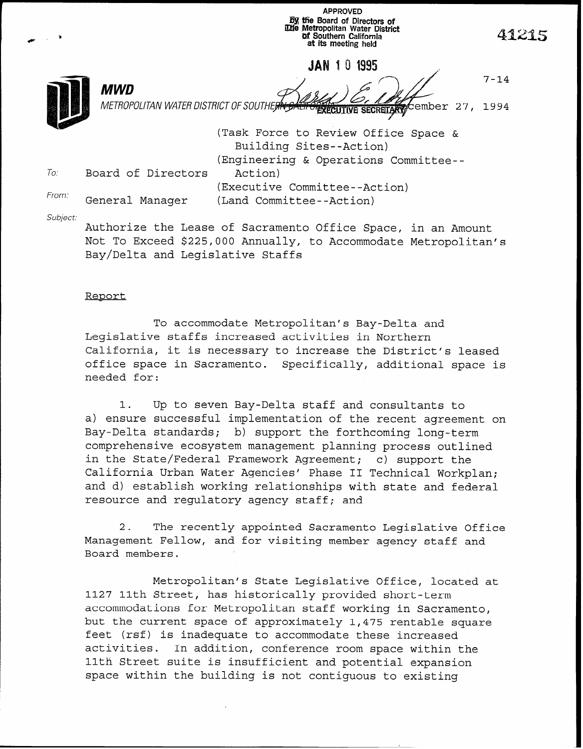APPROVED
By the Board of Directors of
The Metropolitan Water District
of Southern California
at its meeting held

JAN 10 1995

EXECUTIVE SECRETARY

41215

7-14

**MWD**

*METROPOLITAN WATER DISTRICT OF SOUTHERN CALIFORNIA* December 27, 1994

(Task Force to Review Office Space & Building Sites--Action)
(Engineering & Operations Committee--Action)
(Executive Committee--Action)
(Land Committee--Action)

To: Board of Directors

From: General Manager

Subject: Authorize the Lease of Sacramento Office Space, in an Amount Not To Exceed $225,000 Annually, to Accommodate Metropolitan's Bay/Delta and Legislative Staffs

Report

To accommodate Metropolitan's Bay-Delta and Legislative staffs increased activities in Northern California, it is necessary to increase the District's leased office space in Sacramento. Specifically, additional space is needed for:

1. Up to seven Bay-Delta staff and consultants to a) ensure successful implementation of the recent agreement on Bay-Delta standards; b) support the forthcoming long-term comprehensive ecosystem management planning process outlined in the State/Federal Framework Agreement; c) support the California Urban Water Agencies' Phase II Technical Workplan; and d) establish working relationships with state and federal resource and regulatory agency staff; and

2. The recently appointed Sacramento Legislative Office Management Fellow, and for visiting member agency staff and Board members.

Metropolitan's State Legislative Office, located at 1127 11th Street, has historically provided short-term accommodations for Metropolitan staff working in Sacramento, but the current space of approximately 1,475 rentable square feet (rsf) is inadequate to accommodate these increased activities. In addition, conference room space within the 11th Street suite is insufficient and potential expansion space within the building is not contiguous to existing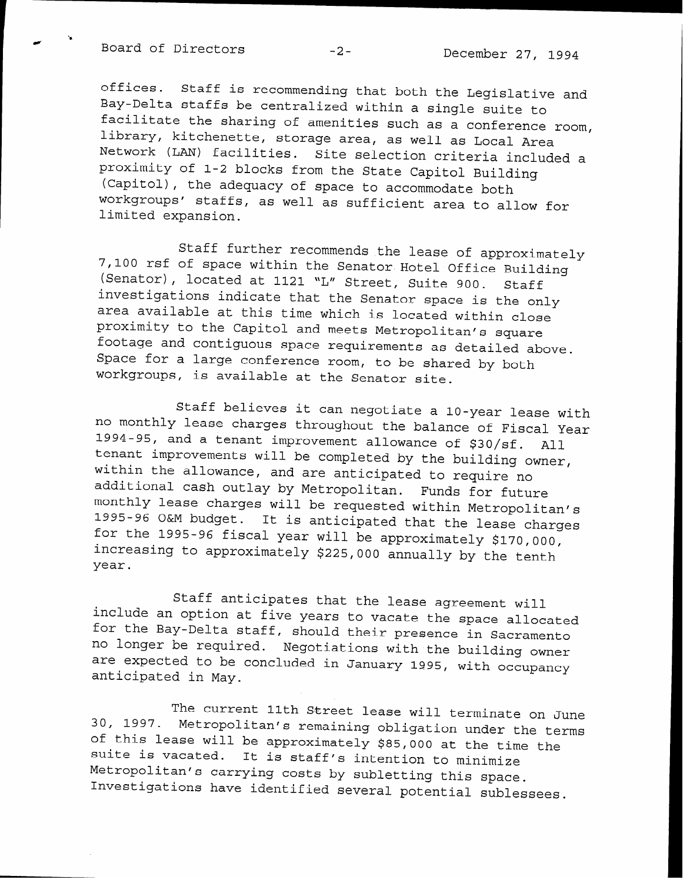offices. Staff is recommending that both the Legislative and Bay-Delta staffs be centralized within a single suite to facilitate the sharing of amenities such as a conference room, library, kitchenette, storage area, as well as Local Area Network (LAN) facilities. Site selection criteria included a proximity of 1-2 blocks from the State Capitol Building (Capitol), the adequacy of space to accommodate both workgroups' staffs, as well as sufficient area to allow for limited expansion.

Staff further recommends the lease of approximately 7,100 rsf of space within the Senator Hotel Office Building (Senator), located at 1121 "L" Street, Suite 900. Staff investigations indicate that the Senator space is the only area available at this time which is located within close proximity to the Capitol and meets Metropolitan's square footage and contiguous space requirements as detailed above. Space for a large conference room, to be shared by both workgroups, is available at the Senator site.

Staff believes it can negotiate a 10-year lease with no monthly lease charges throughout the balance of Fiscal Year 1994-95, and a tenant improvement allowance of $30/sf. All tenant improvements will be completed by the building owner, within the allowance, and are anticipated to require no additional cash outlay by Metropolitan. Funds for future monthly lease charges will be requested within Metropolitan's 1995-96 O&M budget. It is anticipated that the lease charges for the 1995-96 fiscal year will be approximately $170,000, increasing to approximately $225,000 annually by the tenth year.

Staff anticipates that the lease agreement will include an option at five years to vacate the space allocated for the Bay-Delta staff, should their presence in Sacramento no longer be required. Negotiations with the building owner are expected to be concluded in January 1995, with occupancy anticipated in May.

The current 11th Street lease will terminate on June 30, 1997. Metropolitan's remaining obligation under the terms of this lease will be approximately $85,000 at the time the suite is vacated. It is staff's intention to minimize Metropolitan's carrying costs by subletting this space. Investigations have identified several potential sublessees.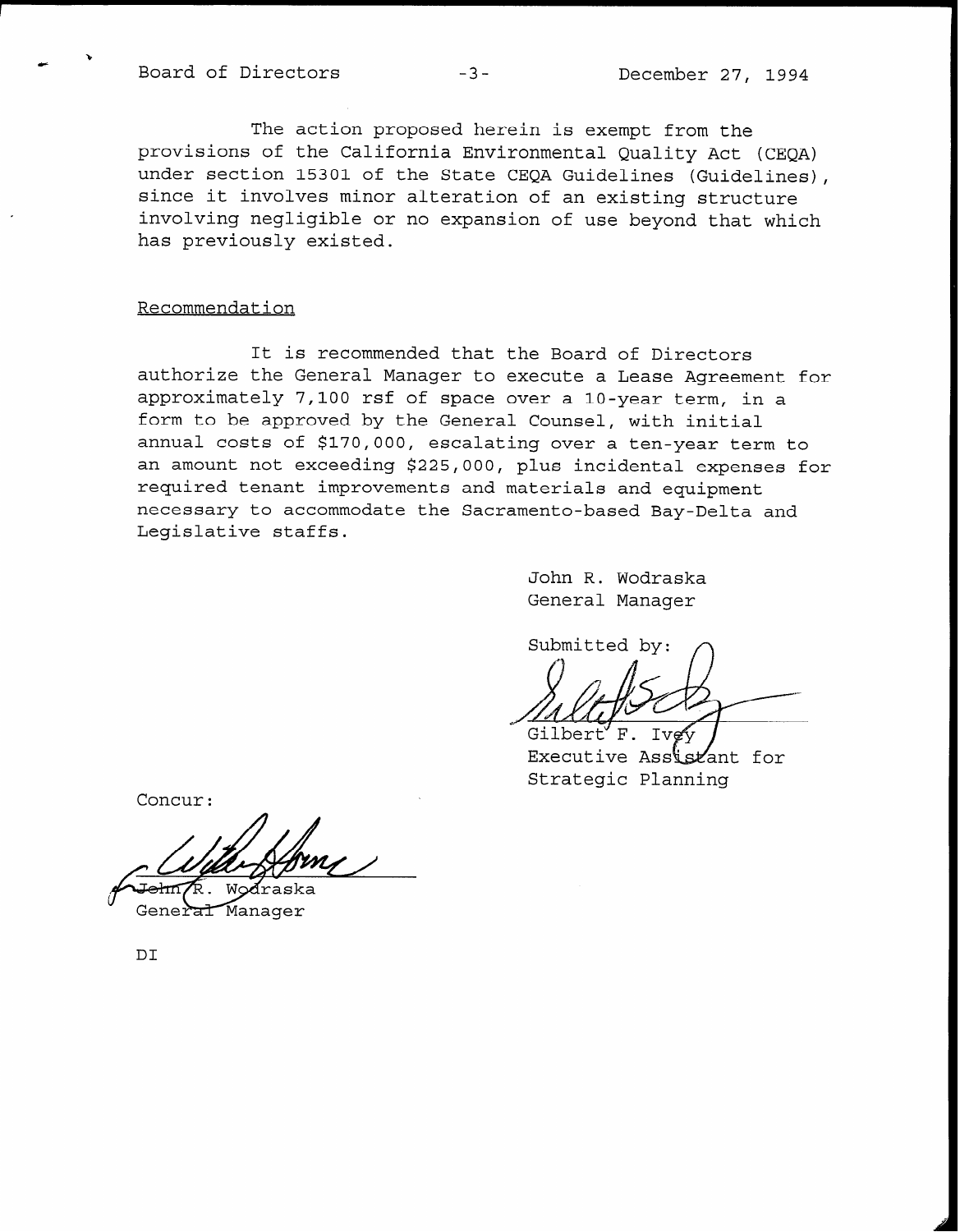The action proposed herein is exempt from the provisions of the California Environmental Quality Act (CEQA) under section 15301 of the State CEQA Guidelines (Guidelines), since it involves minor alteration of an existing structure involving negligible or no expansion of use beyond that which has previously existed.

## Recommendation

It is recommended that the Board of Directors authorize the General Manager to execute a Lease Agreement for approximately 7,100 rsf of space over a 10-year term, in a form to be approved by the General Counsel, with initial annual costs of $170,000, escalating over a ten-year term to an amount not exceeding $225,000, plus incidental expenses for required tenant improvements and materials and equipment necessary to accommodate the Sacramento-based Bay-Delta and Legislative staffs.

John R. Wodraska
General Manager

Submitted by:

Gilbert F. Ivey
Executive Assistant for Strategic Planning

Concur:

John R. Wodraska
General Manager

DI